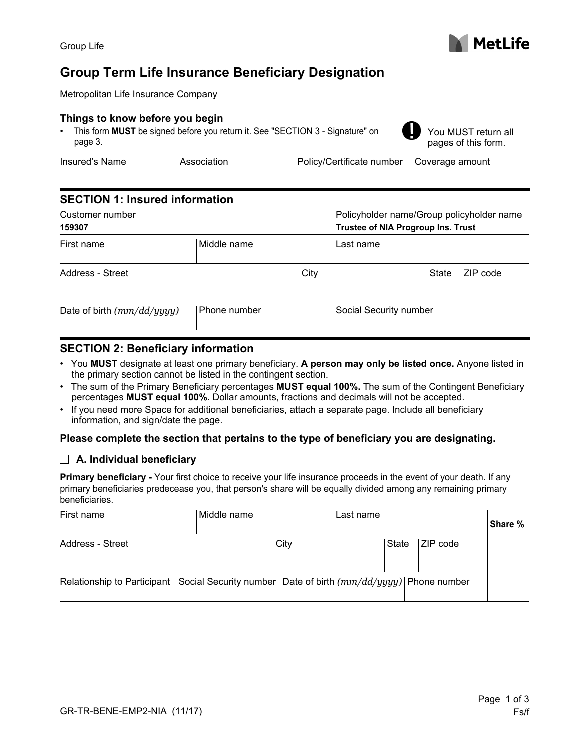Group Life

# Group Term Life Insurance Beneficiary Designation

Metropolitan Life Insurance Company

### Things to know before you begin

- This form **MUST** be signed before you return it. See "SECTION 3 - Signature" on page 3.

**!** You MUST return all pages of this form.

| Insured's Name | Association | Policy/Certificate number | Coverage amount |
|---|---|---|---|
| | | | |

## SECTION 1: Insured information

| Customer number | | | Policyholder name/Group policyholder name | |
|---|---|---|---|---|
| **159307** | | | **Trustee of NIA Progroup Ins. Trust** | |
| First name | Middle name | | Last name | |
| Address - Street | | City | State | ZIP code |
| Date of birth *(mm/dd/yyyy)* | Phone number | | Social Security number | |

## SECTION 2: Beneficiary information

- You **MUST** designate at least one primary beneficiary. **A person may only be listed once.** Anyone listed in the primary section cannot be listed in the contingent section.
- The sum of the Primary Beneficiary percentages **MUST equal 100%.** The sum of the Contingent Beneficiary percentages **MUST equal 100%.** Dollar amounts, fractions and decimals will not be accepted.
- If you need more Space for additional beneficiaries, attach a separate page. Include all beneficiary information, and sign/date the page.

**Please complete the section that pertains to the type of beneficiary you are designating.**

☐ **A. Individual beneficiary**

**Primary beneficiary -** Your first choice to receive your life insurance proceeds in the event of your death. If any primary beneficiaries predecease you, that person's share will be equally divided among any remaining primary beneficiaries.

| First name | Middle name | Last name | | **Share %** |
|---|---|---|---|---|
| Address - Street | City | State | ZIP code | |
| Relationship to Participant | Social Security number | Date of birth *(mm/dd/yyyy)* | Phone number | |

GR-TR-BENE-EMP2-NIA (11/17)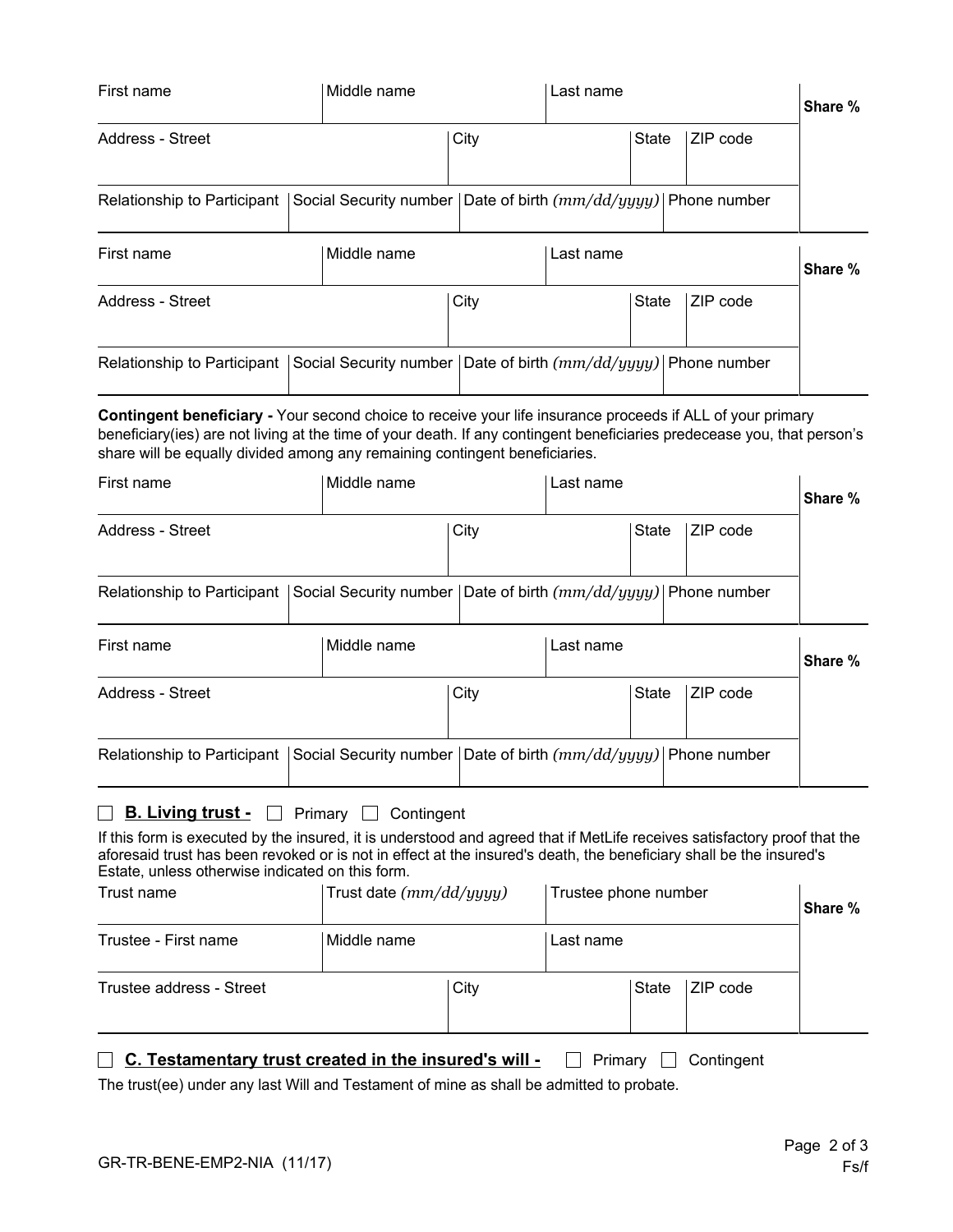| First name | Middle name | | Last name | | Share % |
|---|---|---|---|---|---|
| Address - Street | | City | State | ZIP code | |
| Relationship to Participant | Social Security number | Date of birth *(mm/dd/yyyy)* | Phone number | | |

| First name | Middle name | | Last name | | Share % |
|---|---|---|---|---|---|
| Address - Street | | City | State | ZIP code | |
| Relationship to Participant | Social Security number | Date of birth *(mm/dd/yyyy)* | Phone number | | |

**Contingent beneficiary -** Your second choice to receive your life insurance proceeds if ALL of your primary beneficiary(ies) are not living at the time of your death. If any contingent beneficiaries predecease you, that person's share will be equally divided among any remaining contingent beneficiaries.

| First name | Middle name | | Last name | | Share % |
|---|---|---|---|---|---|
| Address - Street | | City | State | ZIP code | |
| Relationship to Participant | Social Security number | Date of birth *(mm/dd/yyyy)* | Phone number | | |

| First name | Middle name | | Last name | | Share % |
|---|---|---|---|---|---|
| Address - Street | | City | State | ZIP code | |
| Relationship to Participant | Social Security number | Date of birth *(mm/dd/yyyy)* | Phone number | | |

☐ **B. Living trust -** ☐ Primary ☐ Contingent

If this form is executed by the insured, it is understood and agreed that if MetLife receives satisfactory proof that the aforesaid trust has been revoked or is not in effect at the insured's death, the beneficiary shall be the insured's Estate, unless otherwise indicated on this form.

| Trust name | Trust date *(mm/dd/yyyy)* | | Trustee phone number | | Share % |
|---|---|---|---|---|---|
| Trustee - First name | Middle name | | Last name | | |
| Trustee address - Street | | City | State | ZIP code | |

☐ **C. Testamentary trust created in the insured's will -** ☐ Primary ☐ Contingent

The trust(ee) under any last Will and Testament of mine as shall be admitted to probate.

GR-TR-BENE-EMP2-NIA (11/17)

Fs/f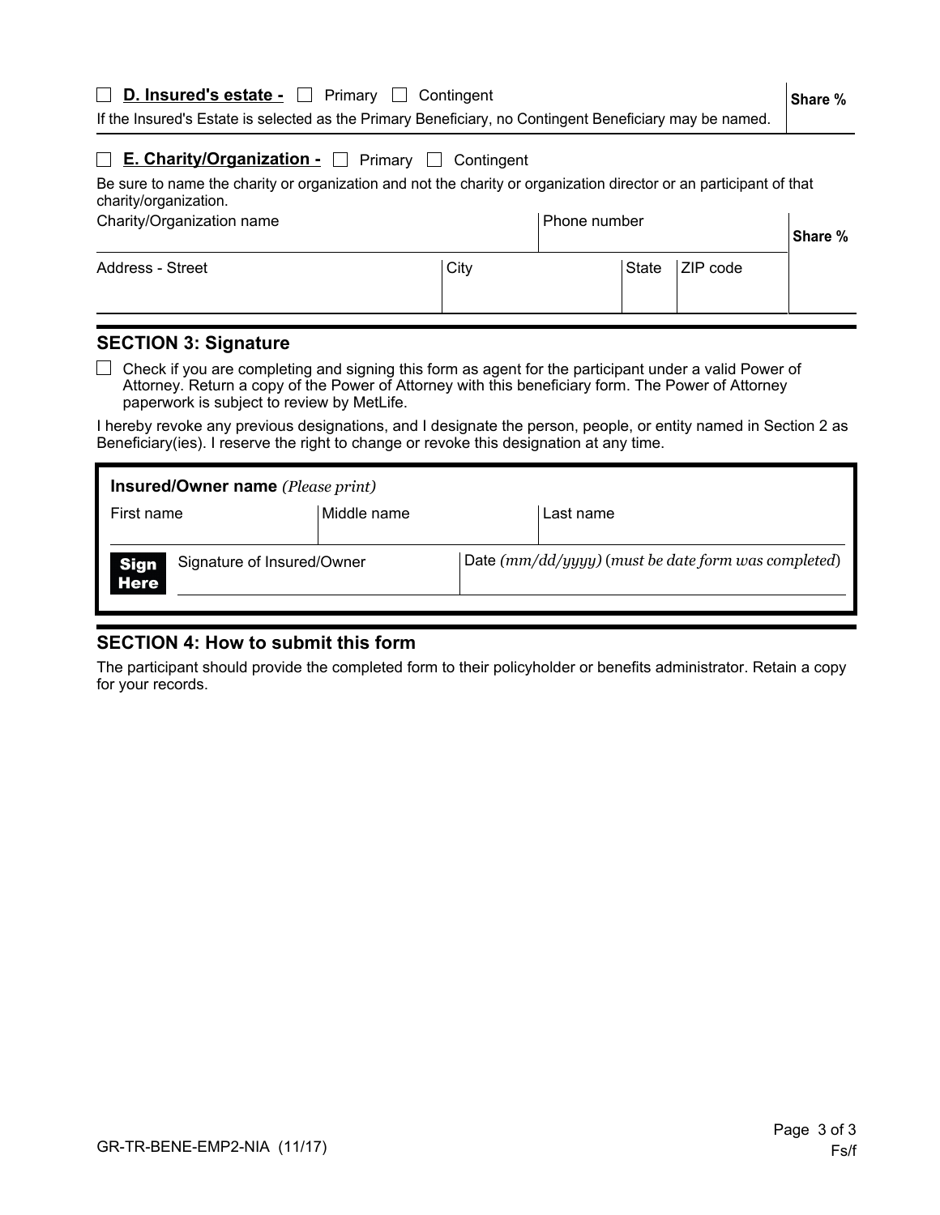☐ **D. Insured's estate -** ☐ Primary ☐ Contingent

If the Insured's Estate is selected as the Primary Beneficiary, no Contingent Beneficiary may be named.

| | |
|---|---|
| | Share % |

☐ **E. Charity/Organization -** ☐ Primary ☐ Contingent

Be sure to name the charity or organization and not the charity or organization director or an participant of that charity/organization.

| Charity/Organization name | | Phone number | | | Share % |
|---|---|---|---|---|---|
| Address - Street | City | | State | ZIP code | |

## SECTION 3: Signature

☐ Check if you are completing and signing this form as agent for the participant under a valid Power of Attorney. Return a copy of the Power of Attorney with this beneficiary form. The Power of Attorney paperwork is subject to review by MetLife.

I hereby revoke any previous designations, and I designate the person, people, or entity named in Section 2 as Beneficiary(ies). I reserve the right to change or revoke this designation at any time.

**Insured/Owner name** *(Please print)*

| First name | Middle name | Last name |
|---|---|---|
| | | |

| **Sign Here** Signature of Insured/Owner | Date *(mm/dd/yyyy)* (*must be date form was completed*) |
|---|---|
| | |

## SECTION 4: How to submit this form

The participant should provide the completed form to their policyholder or benefits administrator. Retain a copy for your records.

GR-TR-BENE-EMP2-NIA (11/17)

Fs/f